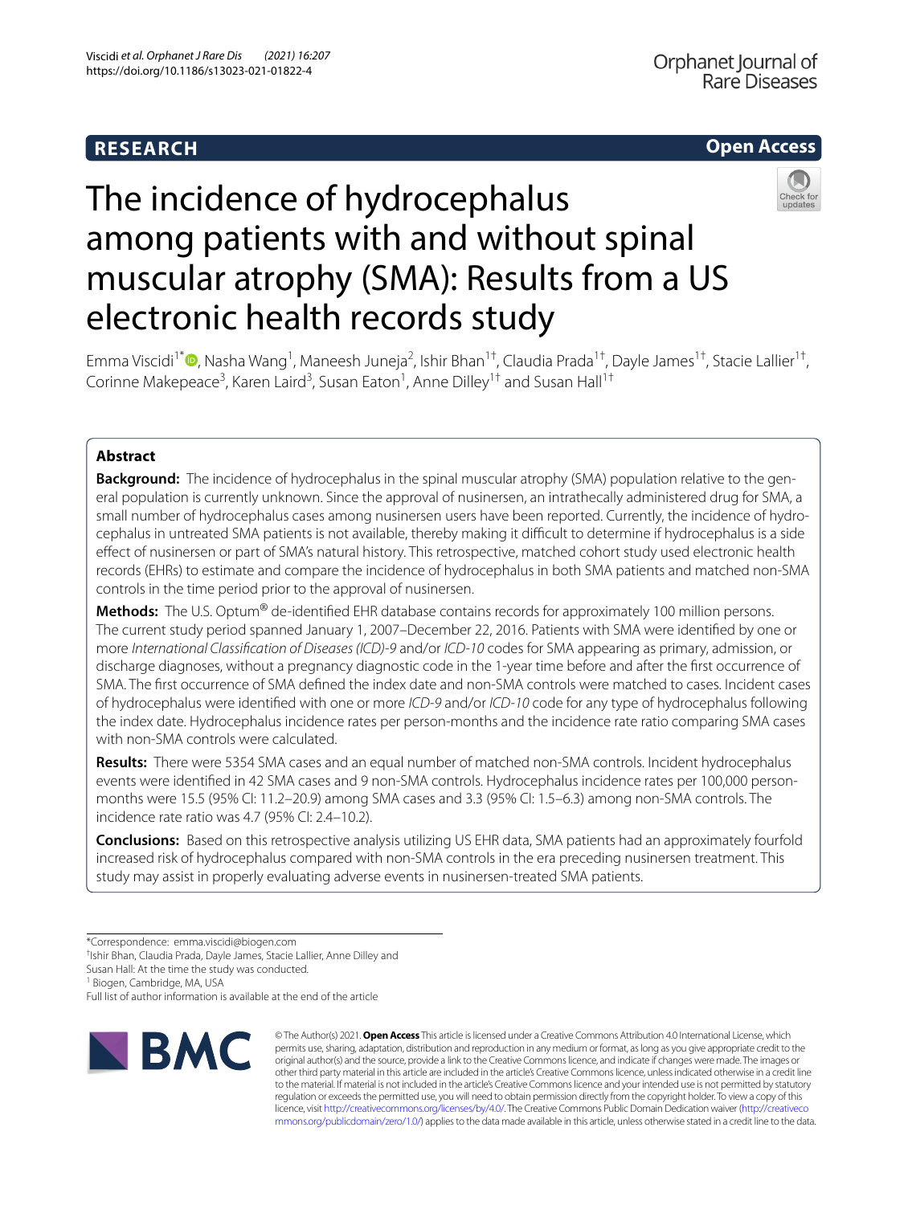**RESEARCH** **Open Access**

# The incidence of hydrocephalus among patients with and without spinal muscular atrophy (SMA): Results from a US electronic health records study

Emma Viscidi[1*], Nasha Wang[1], Maneesh Juneja[2], Ishir Bhan[1†], Claudia Prada[1†], Dayle James[1†], Stacie Lallier[1†], Corinne Makepeace[3], Karen Laird[3], Susan Eaton[1], Anne Dilley[1†] and Susan Hall[1†]

## Abstract

**Background:** The incidence of hydrocephalus in the spinal muscular atrophy (SMA) population relative to the general population is currently unknown. Since the approval of nusinersen, an intrathecally administered drug for SMA, a small number of hydrocephalus cases among nusinersen users have been reported. Currently, the incidence of hydrocephalus in untreated SMA patients is not available, thereby making it difficult to determine if hydrocephalus is a side effect of nusinersen or part of SMA's natural history. This retrospective, matched cohort study used electronic health records (EHRs) to estimate and compare the incidence of hydrocephalus in both SMA patients and matched non-SMA controls in the time period prior to the approval of nusinersen.

**Methods:** The U.S. Optum® de-identified EHR database contains records for approximately 100 million persons. The current study period spanned January 1, 2007–December 22, 2016. Patients with SMA were identified by one or more *International Classification of Diseases (ICD)-9* and/or *ICD-10* codes for SMA appearing as primary, admission, or discharge diagnoses, without a pregnancy diagnostic code in the 1-year time before and after the first occurrence of SMA. The first occurrence of SMA defined the index date and non-SMA controls were matched to cases. Incident cases of hydrocephalus were identified with one or more *ICD-9* and/or *ICD-10* code for any type of hydrocephalus following the index date. Hydrocephalus incidence rates per person-months and the incidence rate ratio comparing SMA cases with non-SMA controls were calculated.

**Results:** There were 5354 SMA cases and an equal number of matched non-SMA controls. Incident hydrocephalus events were identified in 42 SMA cases and 9 non-SMA controls. Hydrocephalus incidence rates per 100,000 person-months were 15.5 (95% CI: 11.2–20.9) among SMA cases and 3.3 (95% CI: 1.5–6.3) among non-SMA controls. The incidence rate ratio was 4.7 (95% CI: 2.4–10.2).

**Conclusions:** Based on this retrospective analysis utilizing US EHR data, SMA patients had an approximately fourfold increased risk of hydrocephalus compared with non-SMA controls in the era preceding nusinersen treatment. This study may assist in properly evaluating adverse events in nusinersen-treated SMA patients.

*Correspondence: emma.viscidi@biogen.com
†Ishir Bhan, Claudia Prada, Dayle James, Stacie Lallier, Anne Dilley and Susan Hall: At the time the study was conducted.
[1] Biogen, Cambridge, MA, USA
Full list of author information is available at the end of the article

© The Author(s) 2021. **Open Access** This article is licensed under a Creative Commons Attribution 4.0 International License, which permits use, sharing, adaptation, distribution and reproduction in any medium or format, as long as you give appropriate credit to the original author(s) and the source, provide a link to the Creative Commons licence, and indicate if changes were made. The images or other third party material in this article are included in the article's Creative Commons licence, unless indicated otherwise in a credit line to the material. If material is not included in the article's Creative Commons licence and your intended use is not permitted by statutory regulation or exceeds the permitted use, you will need to obtain permission directly from the copyright holder. To view a copy of this licence, visit http://creativecommons.org/licenses/by/4.0/. The Creative Commons Public Domain Dedication waiver (http://creativecommons.org/publicdomain/zero/1.0/) applies to the data made available in this article, unless otherwise stated in a credit line to the data.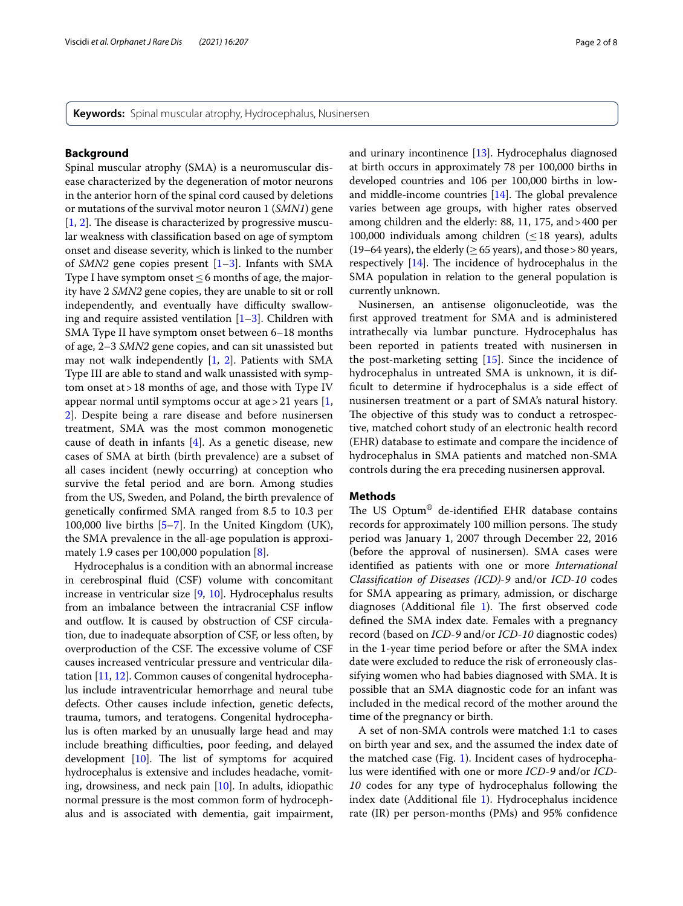**Keywords:** Spinal muscular atrophy, Hydrocephalus, Nusinersen

## Background

Spinal muscular atrophy (SMA) is a neuromuscular disease characterized by the degeneration of motor neurons in the anterior horn of the spinal cord caused by deletions or mutations of the survival motor neuron 1 (*SMN1*) gene [1, 2]. The disease is characterized by progressive muscular weakness with classification based on age of symptom onset and disease severity, which is linked to the number of *SMN2* gene copies present [1–3]. Infants with SMA Type I have symptom onset ≤ 6 months of age, the majority have 2 *SMN2* gene copies, they are unable to sit or roll independently, and eventually have difficulty swallowing and require assisted ventilation [1–3]. Children with SMA Type II have symptom onset between 6–18 months of age, 2–3 *SMN2* gene copies, and can sit unassisted but may not walk independently [1, 2]. Patients with SMA Type III are able to stand and walk unassisted with symptom onset at > 18 months of age, and those with Type IV appear normal until symptoms occur at age > 21 years [1, 2]. Despite being a rare disease and before nusinersen treatment, SMA was the most common monogenetic cause of death in infants [4]. As a genetic disease, new cases of SMA at birth (birth prevalence) are a subset of all cases incident (newly occurring) at conception who survive the fetal period and are born. Among studies from the US, Sweden, and Poland, the birth prevalence of genetically confirmed SMA ranged from 8.5 to 10.3 per 100,000 live births [5–7]. In the United Kingdom (UK), the SMA prevalence in the all-age population is approximately 1.9 cases per 100,000 population [8].

Hydrocephalus is a condition with an abnormal increase in cerebrospinal fluid (CSF) volume with concomitant increase in ventricular size [9, 10]. Hydrocephalus results from an imbalance between the intracranial CSF inflow and outflow. It is caused by obstruction of CSF circulation, due to inadequate absorption of CSF, or less often, by overproduction of the CSF. The excessive volume of CSF causes increased ventricular pressure and ventricular dilatation [11, 12]. Common causes of congenital hydrocephalus include intraventricular hemorrhage and neural tube defects. Other causes include infection, genetic defects, trauma, tumors, and teratogens. Congenital hydrocephalus is often marked by an unusually large head and may include breathing difficulties, poor feeding, and delayed development [10]. The list of symptoms for acquired hydrocephalus is extensive and includes headache, vomiting, drowsiness, and neck pain [10]. In adults, idiopathic normal pressure is the most common form of hydrocephalus and is associated with dementia, gait impairment, and urinary incontinence [13]. Hydrocephalus diagnosed at birth occurs in approximately 78 per 100,000 births in developed countries and 106 per 100,000 births in low- and middle-income countries [14]. The global prevalence varies between age groups, with higher rates observed among children and the elderly: 88, 11, 175, and > 400 per 100,000 individuals among children (≤ 18 years), adults (19–64 years), the elderly (≥ 65 years), and those > 80 years, respectively [14]. The incidence of hydrocephalus in the SMA population in relation to the general population is currently unknown.

Nusinersen, an antisense oligonucleotide, was the first approved treatment for SMA and is administered intrathecally via lumbar puncture. Hydrocephalus has been reported in patients treated with nusinersen in the post-marketing setting [15]. Since the incidence of hydrocephalus in untreated SMA is unknown, it is difficult to determine if hydrocephalus is a side effect of nusinersen treatment or a part of SMA's natural history. The objective of this study was to conduct a retrospective, matched cohort study of an electronic health record (EHR) database to estimate and compare the incidence of hydrocephalus in SMA patients and matched non-SMA controls during the era preceding nusinersen approval.

## Methods

The US Optum® de-identified EHR database contains records for approximately 100 million persons. The study period was January 1, 2007 through December 22, 2016 (before the approval of nusinersen). SMA cases were identified as patients with one or more *International Classification of Diseases (ICD)-9* and/or *ICD-10* codes for SMA appearing as primary, admission, or discharge diagnoses (Additional file 1). The first observed code defined the SMA index date. Females with a pregnancy record (based on *ICD-9* and/or *ICD-10* diagnostic codes) in the 1-year time period before or after the SMA index date were excluded to reduce the risk of erroneously classifying women who had babies diagnosed with SMA. It is possible that an SMA diagnostic code for an infant was included in the medical record of the mother around the time of the pregnancy or birth.

A set of non-SMA controls were matched 1:1 to cases on birth year and sex, and the assumed the index date of the matched case (Fig. 1). Incident cases of hydrocephalus were identified with one or more *ICD-9* and/or *ICD-10* codes for any type of hydrocephalus following the index date (Additional file 1). Hydrocephalus incidence rate (IR) per person-months (PMs) and 95% confidence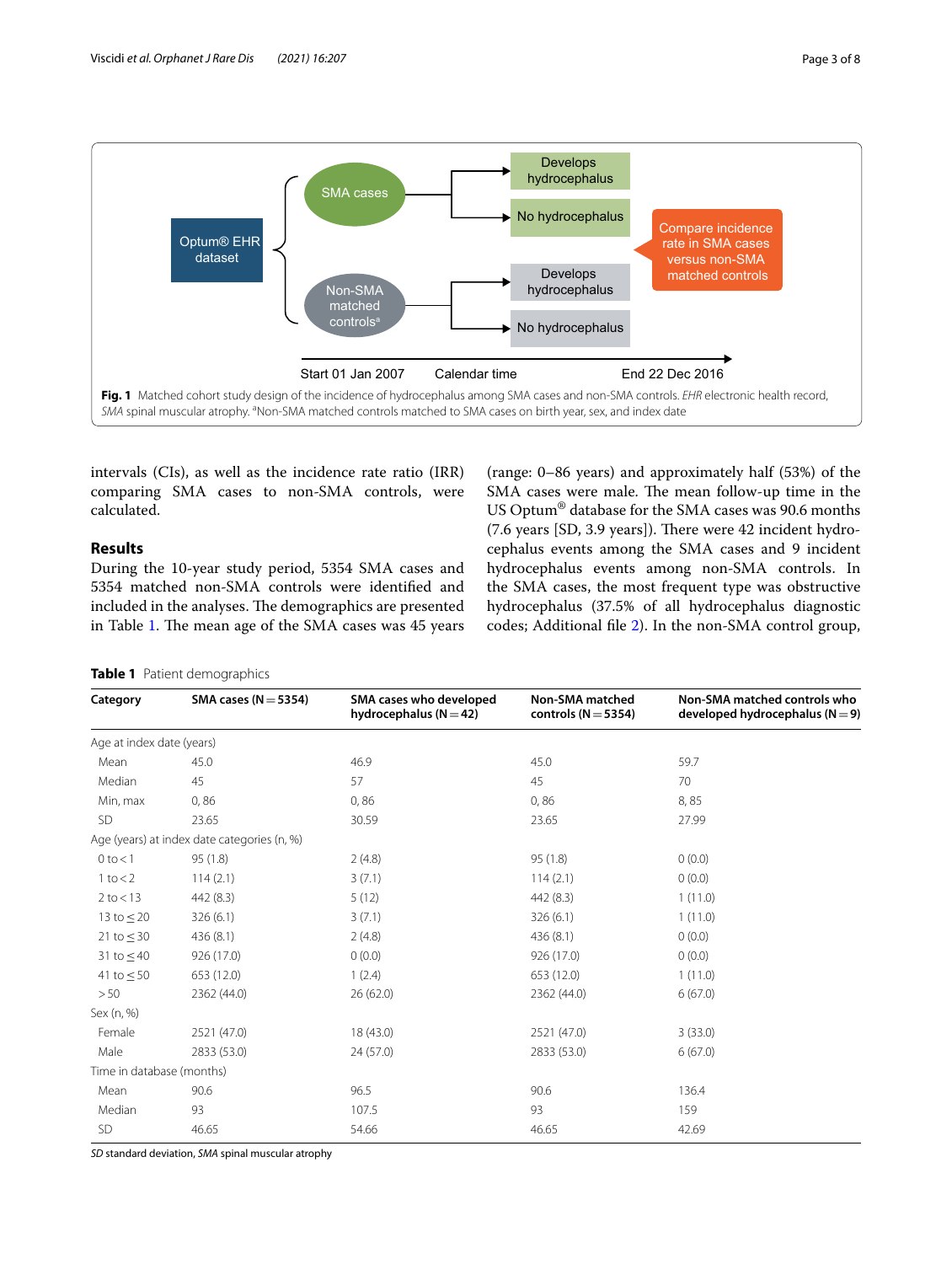Fig. 1 Matched cohort study design of the incidence of hydrocephalus among SMA cases and non-SMA controls. *EHR* electronic health record, *SMA* spinal muscular atrophy. [a]Non-SMA matched controls matched to SMA cases on birth year, sex, and index date

intervals (CIs), as well as the incidence rate ratio (IRR) comparing SMA cases to non-SMA controls, were calculated.

## Results

During the 10-year study period, 5354 SMA cases and 5354 matched non-SMA controls were identified and included in the analyses. The demographics are presented in Table 1. The mean age of the SMA cases was 45 years (range: 0–86 years) and approximately half (53%) of the SMA cases were male. The mean follow-up time in the US Optum® database for the SMA cases was 90.6 months (7.6 years [SD, 3.9 years]). There were 42 incident hydrocephalus events among the SMA cases and 9 incident hydrocephalus events among non-SMA controls. In the SMA cases, the most frequent type was obstructive hydrocephalus (37.5% of all hydrocephalus diagnostic codes; Additional file 2). In the non-SMA control group,

**Table 1** Patient demographics

| Category | SMA cases (N = 5354) | SMA cases who developed hydrocephalus (N = 42) | Non-SMA matched controls (N = 5354) | Non-SMA matched controls who developed hydrocephalus (N = 9) |
|---|---|---|---|---|
| Age at index date (years) | | | | |
| Mean | 45.0 | 46.9 | 45.0 | 59.7 |
| Median | 45 | 57 | 45 | 70 |
| Min, max | 0, 86 | 0, 86 | 0, 86 | 8, 85 |
| SD | 23.65 | 30.59 | 23.65 | 27.99 |
| Age (years) at index date categories (n, %) | | | | |
| 0 to < 1 | 95 (1.8) | 2 (4.8) | 95 (1.8) | 0 (0.0) |
| 1 to < 2 | 114 (2.1) | 3 (7.1) | 114 (2.1) | 0 (0.0) |
| 2 to < 13 | 442 (8.3) | 5 (12) | 442 (8.3) | 1 (11.0) |
| 13 to ≤ 20 | 326 (6.1) | 3 (7.1) | 326 (6.1) | 1 (11.0) |
| 21 to ≤ 30 | 436 (8.1) | 2 (4.8) | 436 (8.1) | 0 (0.0) |
| 31 to ≤ 40 | 926 (17.0) | 0 (0.0) | 926 (17.0) | 0 (0.0) |
| 41 to ≤ 50 | 653 (12.0) | 1 (2.4) | 653 (12.0) | 1 (11.0) |
| > 50 | 2362 (44.0) | 26 (62.0) | 2362 (44.0) | 6 (67.0) |
| Sex (n, %) | | | | |
| Female | 2521 (47.0) | 18 (43.0) | 2521 (47.0) | 3 (33.0) |
| Male | 2833 (53.0) | 24 (57.0) | 2833 (53.0) | 6 (67.0) |
| Time in database (months) | | | | |
| Mean | 90.6 | 96.5 | 90.6 | 136.4 |
| Median | 93 | 107.5 | 93 | 159 |
| SD | 46.65 | 54.66 | 46.65 | 42.69 |

*SD* standard deviation, *SMA* spinal muscular atrophy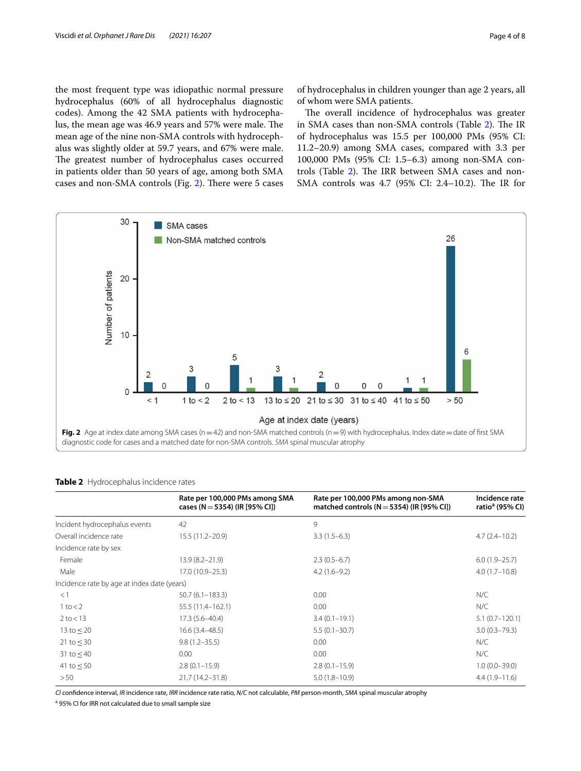the most frequent type was idiopathic normal pressure hydrocephalus (60% of all hydrocephalus diagnostic codes). Among the 42 SMA patients with hydrocephalus, the mean age was 46.9 years and 57% were male. The mean age of the nine non-SMA controls with hydrocephalus was slightly older at 59.7 years, and 67% were male. The greatest number of hydrocephalus cases occurred in patients older than 50 years of age, among both SMA cases and non-SMA controls (Fig. 2). There were 5 cases of hydrocephalus in children younger than age 2 years, all of whom were SMA patients.

The overall incidence of hydrocephalus was greater in SMA cases than non-SMA controls (Table 2). The IR of hydrocephalus was 15.5 per 100,000 PMs (95% CI: 11.2–20.9) among SMA cases, compared with 3.3 per 100,000 PMs (95% CI: 1.5–6.3) among non-SMA controls (Table 2). The IRR between SMA cases and non-SMA controls was 4.7 (95% CI: 2.4–10.2). The IR for

**Fig. 2** Age at index date among SMA cases (n = 42) and non-SMA matched controls (n = 9) with hydrocephalus. Index date = date of first SMA diagnostic code for cases and a matched date for non-SMA controls. *SMA* spinal muscular atrophy

**Table 2** Hydrocephalus incidence rates

| | Rate per 100,000 PMs among SMA cases (N = 5354) (IR [95% CI]) | Rate per 100,000 PMs among non-SMA matched controls (N = 5354) (IR [95% CI]) | Incidence rate ratio[a] (95% CI) |
|---|---|---|---|
| Incident hydrocephalus events | 42 | 9 | |
| Overall incidence rate | 15.5 (11.2–20.9) | 3.3 (1.5–6.3) | 4.7 (2.4–10.2) |
| Incidence rate by sex | | | |
| Female | 13.9 (8.2–21.9) | 2.3 (0.5–6.7) | 6.0 (1.9–25.7) |
| Male | 17.0 (10.9–25.3) | 4.2 (1.6–9.2) | 4.0 (1.7–10.8) |
| Incidence rate by age at index date (years) | | | |
| < 1 | 50.7 (6.1–183.3) | 0.00 | N/C |
| 1 to < 2 | 55.5 (11.4–162.1) | 0.00 | N/C |
| 2 to < 13 | 17.3 (5.6–40.4) | 3.4 (0.1–19.1) | 5.1 (0.7–120.1) |
| 13 to ≤ 20 | 16.6 (3.4–48.5) | 5.5 (0.1–30.7) | 3.0 (0.3–79.3) |
| 21 to ≤ 30 | 9.8 (1.2–35.5) | 0.00 | N/C |
| 31 to ≤ 40 | 0.00 | 0.00 | N/C |
| 41 to ≤ 50 | 2.8 (0.1–15.9) | 2.8 (0.1–15.9) | 1.0 (0.0–39.0) |
| > 50 | 21.7 (14.2–31.8) | 5.0 (1.8–10.9) | 4.4 (1.9–11.6) |

*CI* confidence interval, *IR* incidence rate, *IRR* incidence rate ratio, *N/C* not calculable, *PM* person-month, *SMA* spinal muscular atrophy

[a] 95% CI for IRR not calculated due to small sample size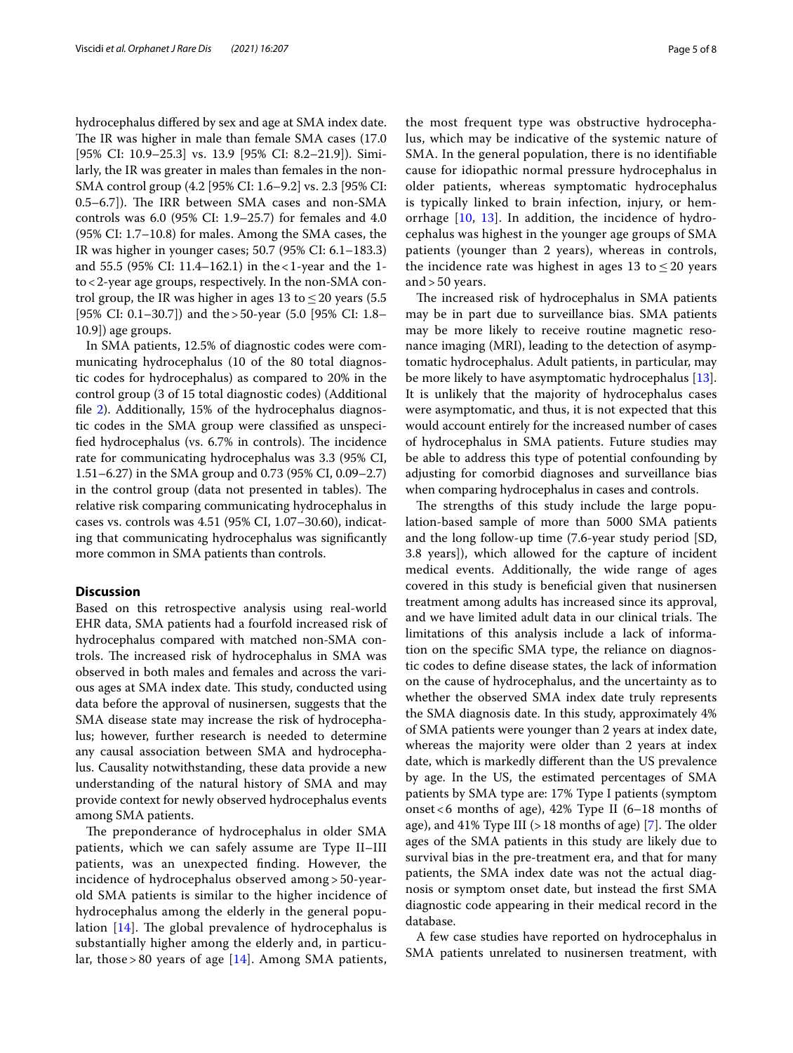hydrocephalus differed by sex and age at SMA index date. The IR was higher in male than female SMA cases (17.0 [95% CI: 10.9–25.3] vs. 13.9 [95% CI: 8.2–21.9]). Similarly, the IR was greater in males than females in the non-SMA control group (4.2 [95% CI: 1.6–9.2] vs. 2.3 [95% CI: 0.5–6.7]). The IRR between SMA cases and non-SMA controls was 6.0 (95% CI: 1.9–25.7) for females and 4.0 (95% CI: 1.7–10.8) for males. Among the SMA cases, the IR was higher in younger cases; 50.7 (95% CI: 6.1–183.3) and 55.5 (95% CI: 11.4–162.1) in the < 1-year and the 1- to < 2-year age groups, respectively. In the non-SMA control group, the IR was higher in ages 13 to ≤ 20 years (5.5 [95% CI: 0.1–30.7]) and the > 50-year (5.0 [95% CI: 1.8–10.9]) age groups.

In SMA patients, 12.5% of diagnostic codes were communicating hydrocephalus (10 of the 80 total diagnostic codes for hydrocephalus) as compared to 20% in the control group (3 of 15 total diagnostic codes) (Additional file 2). Additionally, 15% of the hydrocephalus diagnostic codes in the SMA group were classified as unspecified hydrocephalus (vs. 6.7% in controls). The incidence rate for communicating hydrocephalus was 3.3 (95% CI, 1.51–6.27) in the SMA group and 0.73 (95% CI, 0.09–2.7) in the control group (data not presented in tables). The relative risk comparing communicating hydrocephalus in cases vs. controls was 4.51 (95% CI, 1.07–30.60), indicating that communicating hydrocephalus was significantly more common in SMA patients than controls.

## Discussion

Based on this retrospective analysis using real-world EHR data, SMA patients had a fourfold increased risk of hydrocephalus compared with matched non-SMA controls. The increased risk of hydrocephalus in SMA was observed in both males and females and across the various ages at SMA index date. This study, conducted using data before the approval of nusinersen, suggests that the SMA disease state may increase the risk of hydrocephalus; however, further research is needed to determine any causal association between SMA and hydrocephalus. Causality notwithstanding, these data provide a new understanding of the natural history of SMA and may provide context for newly observed hydrocephalus events among SMA patients.

The preponderance of hydrocephalus in older SMA patients, which we can safely assume are Type II–III patients, was an unexpected finding. However, the incidence of hydrocephalus observed among > 50-year-old SMA patients is similar to the higher incidence of hydrocephalus among the elderly in the general population [14]. The global prevalence of hydrocephalus is substantially higher among the elderly and, in particular, those > 80 years of age [14]. Among SMA patients, the most frequent type was obstructive hydrocephalus, which may be indicative of the systemic nature of SMA. In the general population, there is no identifiable cause for idiopathic normal pressure hydrocephalus in older patients, whereas symptomatic hydrocephalus is typically linked to brain infection, injury, or hemorrhage [10, 13]. In addition, the incidence of hydrocephalus was highest in the younger age groups of SMA patients (younger than 2 years), whereas in controls, the incidence rate was highest in ages 13 to ≤ 20 years and > 50 years.

The increased risk of hydrocephalus in SMA patients may be in part due to surveillance bias. SMA patients may be more likely to receive routine magnetic resonance imaging (MRI), leading to the detection of asymptomatic hydrocephalus. Adult patients, in particular, may be more likely to have asymptomatic hydrocephalus [13]. It is unlikely that the majority of hydrocephalus cases were asymptomatic, and thus, it is not expected that this would account entirely for the increased number of cases of hydrocephalus in SMA patients. Future studies may be able to address this type of potential confounding by adjusting for comorbid diagnoses and surveillance bias when comparing hydrocephalus in cases and controls.

The strengths of this study include the large population-based sample of more than 5000 SMA patients and the long follow-up time (7.6-year study period [SD, 3.8 years]), which allowed for the capture of incident medical events. Additionally, the wide range of ages covered in this study is beneficial given that nusinersen treatment among adults has increased since its approval, and we have limited adult data in our clinical trials. The limitations of this analysis include a lack of information on the specific SMA type, the reliance on diagnostic codes to define disease states, the lack of information on the cause of hydrocephalus, and the uncertainty as to whether the observed SMA index date truly represents the SMA diagnosis date. In this study, approximately 4% of SMA patients were younger than 2 years at index date, whereas the majority were older than 2 years at index date, which is markedly different than the US prevalence by age. In the US, the estimated percentages of SMA patients by SMA type are: 17% Type I patients (symptom onset < 6 months of age), 42% Type II (6–18 months of age), and 41% Type III (> 18 months of age) [7]. The older ages of the SMA patients in this study are likely due to survival bias in the pre-treatment era, and that for many patients, the SMA index date was not the actual diagnosis or symptom onset date, but instead the first SMA diagnostic code appearing in their medical record in the database.

A few case studies have reported on hydrocephalus in SMA patients unrelated to nusinersen treatment, with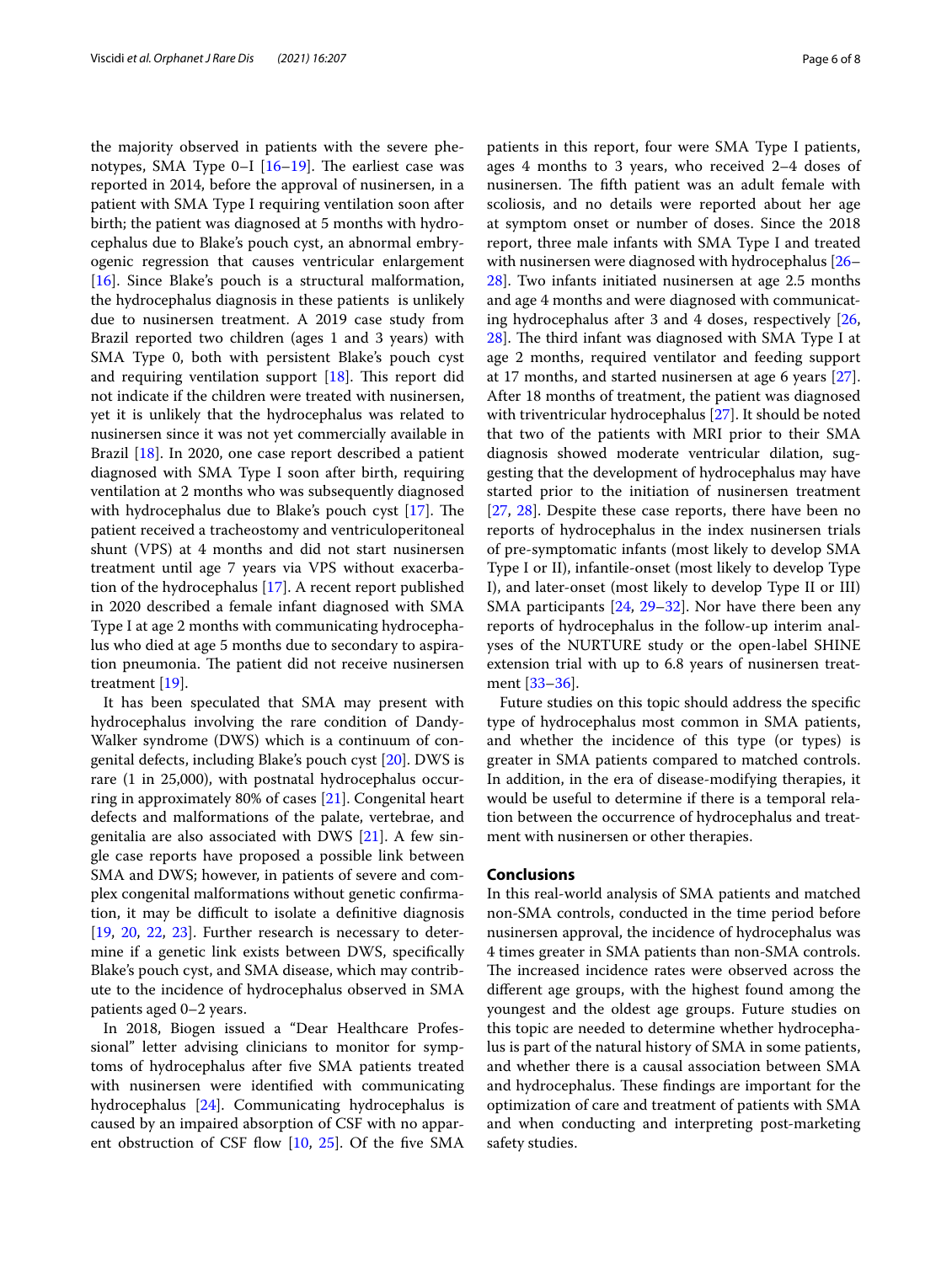the majority observed in patients with the severe phenotypes, SMA Type 0–I [16–19]. The earliest case was reported in 2014, before the approval of nusinersen, in a patient with SMA Type I requiring ventilation soon after birth; the patient was diagnosed at 5 months with hydrocephalus due to Blake's pouch cyst, an abnormal embryogenic regression that causes ventricular enlargement [16]. Since Blake's pouch is a structural malformation, the hydrocephalus diagnosis in these patients is unlikely due to nusinersen treatment. A 2019 case study from Brazil reported two children (ages 1 and 3 years) with SMA Type 0, both with persistent Blake's pouch cyst and requiring ventilation support [18]. This report did not indicate if the children were treated with nusinersen, yet it is unlikely that the hydrocephalus was related to nusinersen since it was not yet commercially available in Brazil [18]. In 2020, one case report described a patient diagnosed with SMA Type I soon after birth, requiring ventilation at 2 months who was subsequently diagnosed with hydrocephalus due to Blake's pouch cyst [17]. The patient received a tracheostomy and ventriculoperitoneal shunt (VPS) at 4 months and did not start nusinersen treatment until age 7 years via VPS without exacerbation of the hydrocephalus [17]. A recent report published in 2020 described a female infant diagnosed with SMA Type I at age 2 months with communicating hydrocephalus who died at age 5 months due to secondary to aspiration pneumonia. The patient did not receive nusinersen treatment [19].

It has been speculated that SMA may present with hydrocephalus involving the rare condition of Dandy-Walker syndrome (DWS) which is a continuum of congenital defects, including Blake's pouch cyst [20]. DWS is rare (1 in 25,000), with postnatal hydrocephalus occurring in approximately 80% of cases [21]. Congenital heart defects and malformations of the palate, vertebrae, and genitalia are also associated with DWS [21]. A few single case reports have proposed a possible link between SMA and DWS; however, in patients of severe and complex congenital malformations without genetic confirmation, it may be difficult to isolate a definitive diagnosis [19, 20, 22, 23]. Further research is necessary to determine if a genetic link exists between DWS, specifically Blake's pouch cyst, and SMA disease, which may contribute to the incidence of hydrocephalus observed in SMA patients aged 0–2 years.

In 2018, Biogen issued a "Dear Healthcare Professional" letter advising clinicians to monitor for symptoms of hydrocephalus after five SMA patients treated with nusinersen were identified with communicating hydrocephalus [24]. Communicating hydrocephalus is caused by an impaired absorption of CSF with no apparent obstruction of CSF flow [10, 25]. Of the five SMA patients in this report, four were SMA Type I patients, ages 4 months to 3 years, who received 2–4 doses of nusinersen. The fifth patient was an adult female with scoliosis, and no details were reported about her age at symptom onset or number of doses. Since the 2018 report, three male infants with SMA Type I and treated with nusinersen were diagnosed with hydrocephalus [26–28]. Two infants initiated nusinersen at age 2.5 months and age 4 months and were diagnosed with communicating hydrocephalus after 3 and 4 doses, respectively [26, 28]. The third infant was diagnosed with SMA Type I at age 2 months, required ventilator and feeding support at 17 months, and started nusinersen at age 6 years [27]. After 18 months of treatment, the patient was diagnosed with triventricular hydrocephalus [27]. It should be noted that two of the patients with MRI prior to their SMA diagnosis showed moderate ventricular dilation, suggesting that the development of hydrocephalus may have started prior to the initiation of nusinersen treatment [27, 28]. Despite these case reports, there have been no reports of hydrocephalus in the index nusinersen trials of pre-symptomatic infants (most likely to develop SMA Type I or II), infantile-onset (most likely to develop Type I), and later-onset (most likely to develop Type II or III) SMA participants [24, 29–32]. Nor have there been any reports of hydrocephalus in the follow-up interim analyses of the NURTURE study or the open-label SHINE extension trial with up to 6.8 years of nusinersen treatment [33–36].

Future studies on this topic should address the specific type of hydrocephalus most common in SMA patients, and whether the incidence of this type (or types) is greater in SMA patients compared to matched controls. In addition, in the era of disease-modifying therapies, it would be useful to determine if there is a temporal relation between the occurrence of hydrocephalus and treatment with nusinersen or other therapies.

## Conclusions

In this real-world analysis of SMA patients and matched non-SMA controls, conducted in the time period before nusinersen approval, the incidence of hydrocephalus was 4 times greater in SMA patients than non-SMA controls. The increased incidence rates were observed across the different age groups, with the highest found among the youngest and the oldest age groups. Future studies on this topic are needed to determine whether hydrocephalus is part of the natural history of SMA in some patients, and whether there is a causal association between SMA and hydrocephalus. These findings are important for the optimization of care and treatment of patients with SMA and when conducting and interpreting post-marketing safety studies.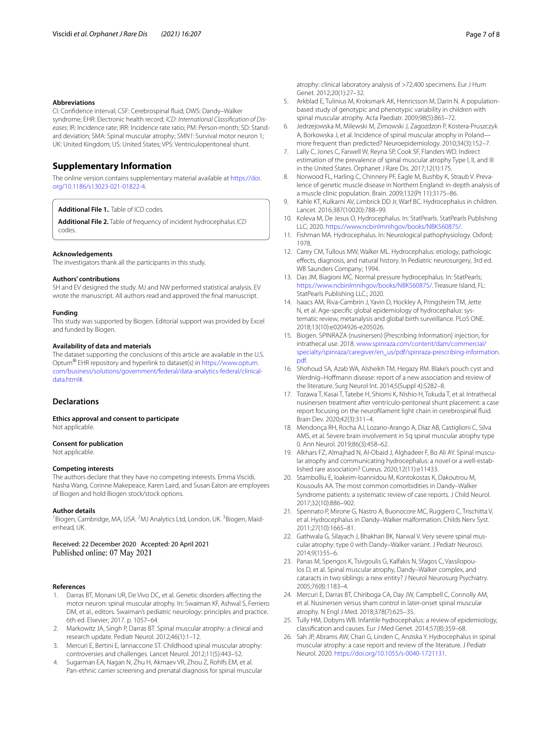#### Abbreviations

CI: Confidence interval; CSF: Cerebrospinal fluid; DWS: Dandy–Walker syndrome; EHR: Electronic health record; *ICD*: *International Classification of Diseases*; IR: Incidence rate; IRR: Incidence rate ratio; PM: Person-month; SD: Standard deviation; SMA: Spinal muscular atrophy; *SMN1*: Survival motor neuron 1; UK: United Kingdom; US: United States; VPS: Ventriculoperitoneal shunt.

## Supplementary Information

The online version contains supplementary material available at https://doi.org/10.1186/s13023-021-01822-4.

**Additional File 1.**. Table of ICD codes.

**Additional File 2.** Table of frequency of incident hydrocephalus *ICD* codes.

#### Acknowledgements

The investigators thank all the participants in this study.

#### Authors' contributions

SH and EV designed the study. MJ and NW performed statistical analysis. EV wrote the manuscript. All authors read and approved the final manuscript.

#### Funding

This study was supported by Biogen. Editorial support was provided by Excel and funded by Biogen.

#### Availability of data and materials

The dataset supporting the conclusions of this article are available in the U.S. Optum® EHR repository and hyperlink to dataset(s) in https://www.optum.com/business/solutions/government/federal/data-analytics-federal/clinical-data.html#.

### Declarations

#### Ethics approval and consent to participate

Not applicable.

#### Consent for publication

Not applicable.

#### Competing interests

The authors declare that they have no competing interests. Emma Viscidi, Nasha Wang, Corinne Makepeace, Karen Laird, and Susan Eaton are employees of Biogen and hold Biogen stock/stock options.

#### Author details

[1]Biogen, Cambridge, MA, USA. [2]MJ Analytics Ltd, London, UK. [3]Biogen, Maidenhead, UK.

Received: 22 December 2020 Accepted: 20 April 2021
Published online: 07 May 2021

#### References

1. Darras BT, Monani UR, De Vivo DC, et al. Genetic disorders affecting the motor neuron: spinal muscular atrophy. In: Swaiman KF, Ashwal S, Ferriero DM, et al., editors. Swaiman's pediatric neurology: principles and practice. 6th ed. Elsevier; 2017. p. 1057–64.
2. Markowitz JA, Singh P, Darras BT. Spinal muscular atrophy: a clinical and research update. Pediatr Neurol. 2012;46(1):1–12.
3. Mercuri E, Bertini E, Iannaccone ST. Childhood spinal muscular atrophy: controversies and challenges. Lancet Neurol. 2012;11(5):443–52.
4. Sugarman EA, Nagan N, Zhu H, Akmaev VR, Zhou Z, Rohlfs EM, et al. Pan-ethnic carrier screening and prenatal diagnosis for spinal muscular atrophy: clinical laboratory analysis of >72,400 specimens. Eur J Hum Genet. 2012;20(1):27–32.
5. Arkblad E, Tulinius M, Kroksmark AK, Henricsson M, Darin N. A population-based study of genotypic and phenotypic variability in children with spinal muscular atrophy. Acta Paediatr. 2009;98(5):865–72.
6. Jedrzejowska M, Milewski M, Zimowski J, Zagozdzon P, Kostera-Pruszczyk A, Borkowska J, et al. Incidence of spinal muscular atrophy in Poland—more frequent than predicted? Neuroepidemiology. 2010;34(3):152–7.
7. Lally C, Jones C, Farwell W, Reyna SP, Cook SF, Flanders WD. Indirect estimation of the prevalence of spinal muscular atrophy Type I, II, and III in the United States. Orphanet J Rare Dis. 2017;12(1):175.
8. Norwood FL, Harling C, Chinnery PF, Eagle M, Bushby K, Straub V. Prevalence of genetic muscle disease in Northern England: in-depth analysis of a muscle clinic population. Brain. 2009;132(Pt 11):3175–86.
9. Kahle KT, Kulkarni AV, Limbrick DD Jr, Warf BC. Hydrocephalus in children. Lancet. 2016;387(10020):788–99.
10. Koleva M, De Jesus O. Hydrocephalus. In: StatPearls. StatPearls Publishing LLC; 2020. https://www.ncbi.nlm.nih.gov/books/NBK560875/.
11. Fishman MA. Hydrocephalus. In: Neurological pathophysiology. Oxford; 1978.
12. Carey CM, Tullous MW, Walker ML. Hydrocephalus: etiology, pathologic effects, diagnosis, and natural history. In Pediatric neurosurgery, 3rd ed. WB Saunders Company; 1994.
13. Das JM, Biagioni MC. Normal pressure hydrocephalus. In: StatPearls; https://www.ncbi.nlm.nih.gov/books/NBK560875/. Treasure Island, FL: StatPearls Publishing LLC.; 2020.
14. Isaacs AM, Riva-Cambrin J, Yavin D, Hockley A, Pringsheim TM, Jette N, et al. Age-specific global epidemiology of hydrocephalus: systematic review, metanalysis and global birth surveillance. PLoS ONE. 2018;13(10):e0204926-e205026.
15. Biogen. SPINRAZA (nusinersen) [Prescribing Information] injection, for intrathecal use. 2018. www.spinraza.com/content/dam/commercial/specialty/spinraza/caregiver/en_us/pdf/spinraza-prescribing-information.pdf.
16. Shohoud SA, Azab WA, Alsheikh TM, Hegazy RM. Blake's pouch cyst and Werdnig–Hoffmann disease: report of a new association and review of the literature. Surg Neurol Int. 2014;5(Suppl 4):S282–8.
17. Tozawa T, Kasai T, Tatebe H, Shiomi K, Nishio H, Tokuda T, et al. Intrathecal nusinersen treatment after ventriculo-peritoneal shunt placement: a case report focusing on the neurofilament light chain in cerebrospinal fluid. Brain Dev. 2020;42(3):311–4.
18. Mendonça RH, Rocha AJ, Lozano-Arango A, Diaz AB, Castiglioni C, Silva AMS, et al. Severe brain involvement in 5q spinal muscular atrophy type 0. Ann Neurol. 2019;86(3):458–62.
19. Alkhars FZ, Almajhad N, Al-Obaid J, Alghadeer F, Bo Ali AY. Spinal muscular atrophy and communicating hydrocephalus: a novel or a well-established rare association? Cureus. 2020;12(11):e11433.
20. Stambolliu E, Ioakeim-Ioannidou M, Kontokostas K, Dakoutrou M, Kousoulis AA. The most common comorbidities in Dandy–Walker Syndrome patients: a systematic review of case reports. J Child Neurol. 2017;32(10):886–902.
21. Spennato P, Mirone G, Nastro A, Buonocore MC, Ruggiero C, Trischitta V, et al. Hydrocephalus in Dandy–Walker malformation. Childs Nerv Syst. 2011;27(10):1665–81.
22. Gathwala G, Silayach J, Bhakhari BK, Narwal V. Very severe spinal muscular atrophy: type 0 with Dandy–Walker variant. J Pediatr Neurosci. 2014;9(1):55–6.
23. Panas M, Spengos K, Tsivgoulis G, Kalfakis N, Sfagos C, Vassilopoulos D, et al. Spinal muscular atrophy, Dandy–Walker complex, and cataracts in two siblings: a new entity? J Neurol Neurosurg Psychiatry. 2005;76(8):1183–4.
24. Mercuri E, Darras BT, Chiriboga CA, Day JW, Campbell C, Connolly AM, et al. Nusinersen versus sham control in later-onset spinal muscular atrophy. N Engl J Med. 2018;378(7):625–35.
25. Tully HM, Dobyns WB. Infantile hydrocephalus: a review of epidemiology, classification and causes. Eur J Med Genet. 2014;57(8):359–68.
26. Sah JP, Abrams AW, Chari G, Linden C, Anziska Y. Hydrocephalus in spinal muscular atrophy: a case report and review of the literature. J Pediatr Neurol. 2020. https://doi.org/10.1055/s-0040-1721131.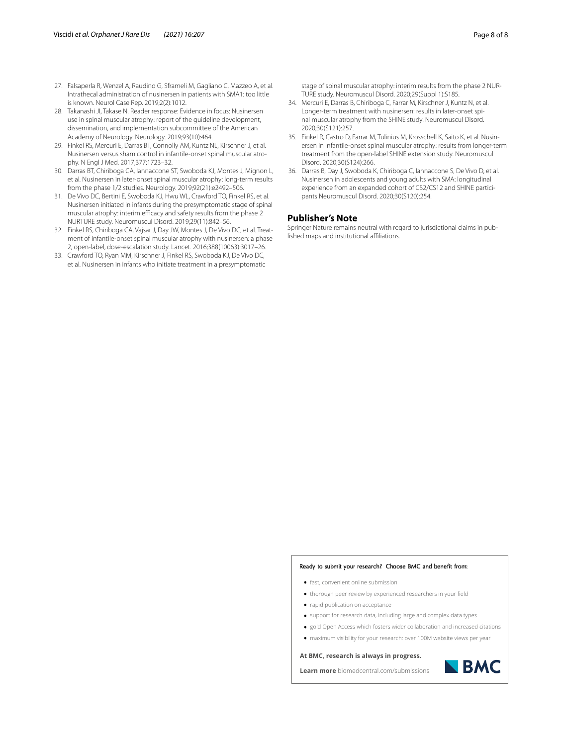27. Falsaperla R, Wenzel A, Raudino G, Sframeli M, Gagliano C, Mazzeo A, et al. Intrathecal administration of nusinersen in patients with SMA1: too little is known. Neurol Case Rep. 2019;2(2):1012.
28. Takanashi JI, Takase N. Reader response: Evidence in focus: Nusinersen use in spinal muscular atrophy: report of the guideline development, dissemination, and implementation subcommittee of the American Academy of Neurology. Neurology. 2019;93(10):464.
29. Finkel RS, Mercuri E, Darras BT, Connolly AM, Kuntz NL, Kirschner J, et al. Nusinersen versus sham control in infantile-onset spinal muscular atrophy. N Engl J Med. 2017;377:1723–32.
30. Darras BT, Chiriboga CA, Iannaccone ST, Swoboda KJ, Montes J, Mignon L, et al. Nusinersen in later-onset spinal muscular atrophy: long-term results from the phase 1/2 studies. Neurology. 2019;92(21):e2492–506.
31. De Vivo DC, Bertini E, Swoboda KJ, Hwu WL, Crawford TO, Finkel RS, et al. Nusinersen initiated in infants during the presymptomatic stage of spinal muscular atrophy: interim efficacy and safety results from the phase 2 NURTURE study. Neuromuscul Disord. 2019;29(11):842–56.
32. Finkel RS, Chiriboga CA, Vajsar J, Day JW, Montes J, De Vivo DC, et al. Treatment of infantile-onset spinal muscular atrophy with nusinersen: a phase 2, open-label, dose-escalation study. Lancet. 2016;388(10063):3017–26.
33. Crawford TO, Ryan MM, Kirschner J, Finkel RS, Swoboda KJ, De Vivo DC, et al. Nusinersen in infants who initiate treatment in a presymptomatic stage of spinal muscular atrophy: interim results from the phase 2 NURTURE study. Neuromuscul Disord. 2020;29(Suppl 1):S185.
34. Mercuri E, Darras B, Chiriboga C, Farrar M, Kirschner J, Kuntz N, et al. Longer-term treatment with nusinersen: results in later-onset spinal muscular atrophy from the SHINE study. Neuromuscul Disord. 2020;30(S121):257.
35. Finkel R, Castro D, Farrar M, Tulinius M, Krosschell K, Saito K, et al. Nusinersen in infantile-onset spinal muscular atrophy: results from longer-term treatment from the open-label SHINE extension study. Neuromuscul Disord. 2020;30(S124):266.
36. Darras B, Day J, Swoboda K, Chiriboga C, Iannaccone S, De Vivo D, et al. Nusinersen in adolescents and young adults with SMA: longitudinal experience from an expanded cohort of CS2/CS12 and SHINE participants Neuromuscul Disord. 2020;30(S120):254.

## Publisher's Note

Springer Nature remains neutral with regard to jurisdictional claims in published maps and institutional affiliations.

Ready to submit your research? Choose BMC and benefit from:

- fast, convenient online submission
- thorough peer review by experienced researchers in your field
- rapid publication on acceptance
- support for research data, including large and complex data types
- gold Open Access which fosters wider collaboration and increased citations
- maximum visibility for your research: over 100M website views per year

**At BMC, research is always in progress.**

**Learn more** biomedcentral.com/submissions

BMC